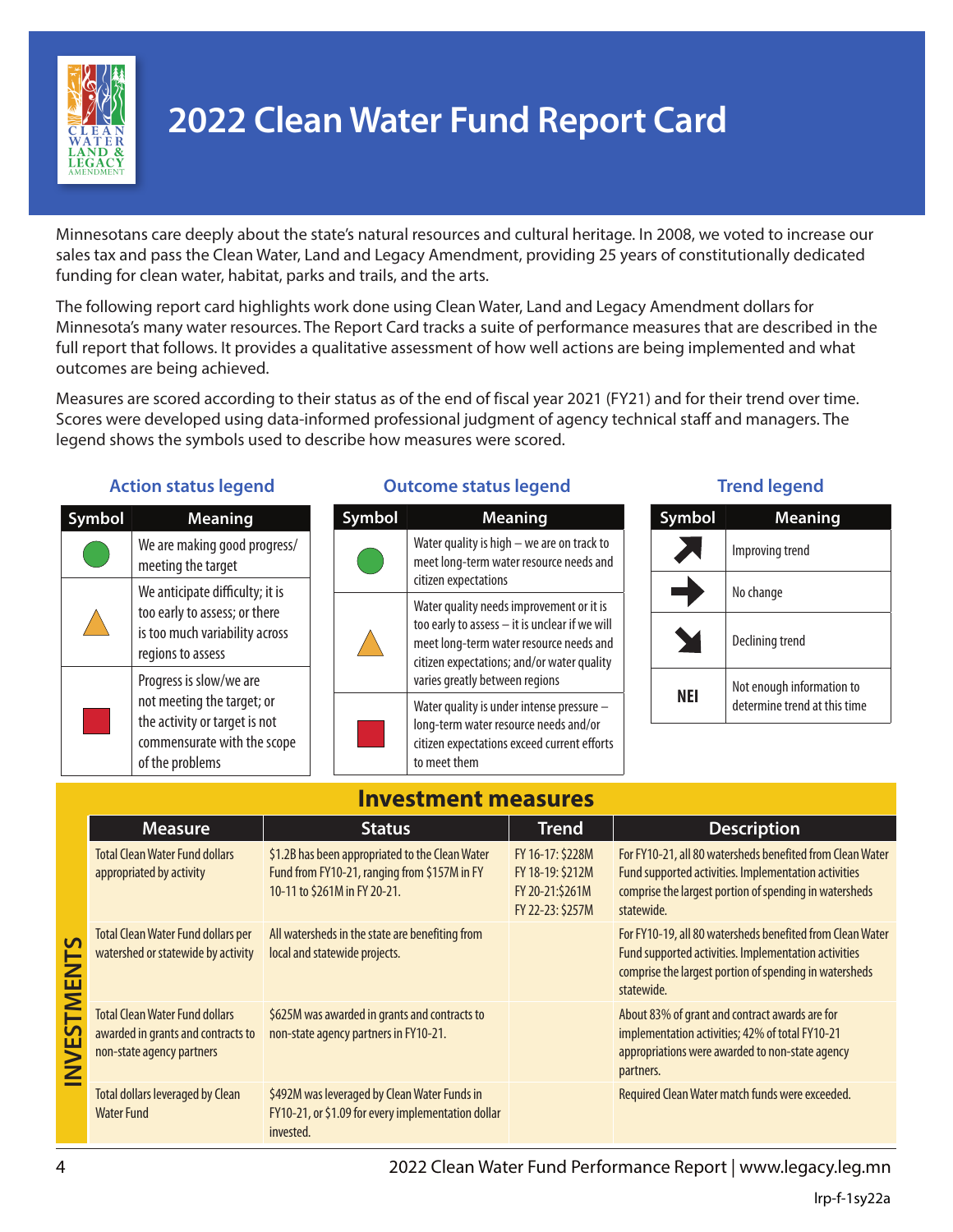# 2022 Clean Water Fund Report Card

Minnesotans care deeply about the state's natural resources and cultural heritage. In 2008, we voted to increase our sales tax and pass the Clean Water, Land and Legacy Amendment, providing 25 years of constitutionally dedicated funding for clean water, habitat, parks and trails, and the arts.

The following report card highlights work done using Clean Water, Land and Legacy Amendment dollars for Minnesota's many water resources. The Report Card tracks a suite of performance measures that are described in the full report that follows. It provides a qualitative assessment of how well actions are being implemented and what outcomes are being achieved.

Measures are scored according to their status as of the end of fiscal year 2021 (FY21) and for their trend over time. Scores were developed using data-informed professional judgment of agency technical staff and managers. The legend shows the symbols used to describe how measures were scored.

### Action status legend

| Symbol | Meaning |
|---|---|
| Green circle | We are making good progress/ meeting the target |
| Yellow triangle | We anticipate difficulty; it is too early to assess; or there is too much variability across regions to assess |
| Red square | Progress is slow/we are not meeting the target; or the activity or target is not commensurate with the scope of the problems |

### Outcome status legend

| Symbol | Meaning |
|---|---|
| Green circle | Water quality is high – we are on track to meet long-term water resource needs and citizen expectations |
| Yellow triangle | Water quality needs improvement or it is too early to assess – it is unclear if we will meet long-term water resource needs and citizen expectations; and/or water quality varies greatly between regions |
| Red square | Water quality is under intense pressure – long-term water resource needs and/or citizen expectations exceed current efforts to meet them |

### Trend legend

| Symbol | Meaning |
|---|---|
| ↗ | Improving trend |
| → | No change |
| ↘ | Declining trend |
| NEI | Not enough information to determine trend at this time |

## Investment measures

**INVESTMENTS**

| Measure | Status | Trend | Description |
|---|---|---|---|
| Total Clean Water Fund dollars appropriated by activity | $1.2B has been appropriated to the Clean Water Fund from FY10-21, ranging from $157M in FY 10-11 to $261M in FY 20-21. | FY 16-17: $228M<br>FY 18-19: $212M<br>FY 20-21:$261M<br>FY 22-23: $257M | For FY10-21, all 80 watersheds benefited from Clean Water Fund supported activities. Implementation activities comprise the largest portion of spending in watersheds statewide. |
| Total Clean Water Fund dollars per watershed or statewide by activity | All watersheds in the state are benefiting from local and statewide projects. | | For FY10-19, all 80 watersheds benefited from Clean Water Fund supported activities. Implementation activities comprise the largest portion of spending in watersheds statewide. |
| Total Clean Water Fund dollars awarded in grants and contracts to non-state agency partners | $625M was awarded in grants and contracts to non-state agency partners in FY10-21. | | About 83% of grant and contract awards are for implementation activities; 42% of total FY10-21 appropriations were awarded to non-state agency partners. |
| Total dollars leveraged by Clean Water Fund | $492M was leveraged by Clean Water Funds in FY10-21, or $1.09 for every implementation dollar invested. | | Required Clean Water match funds were exceeded. |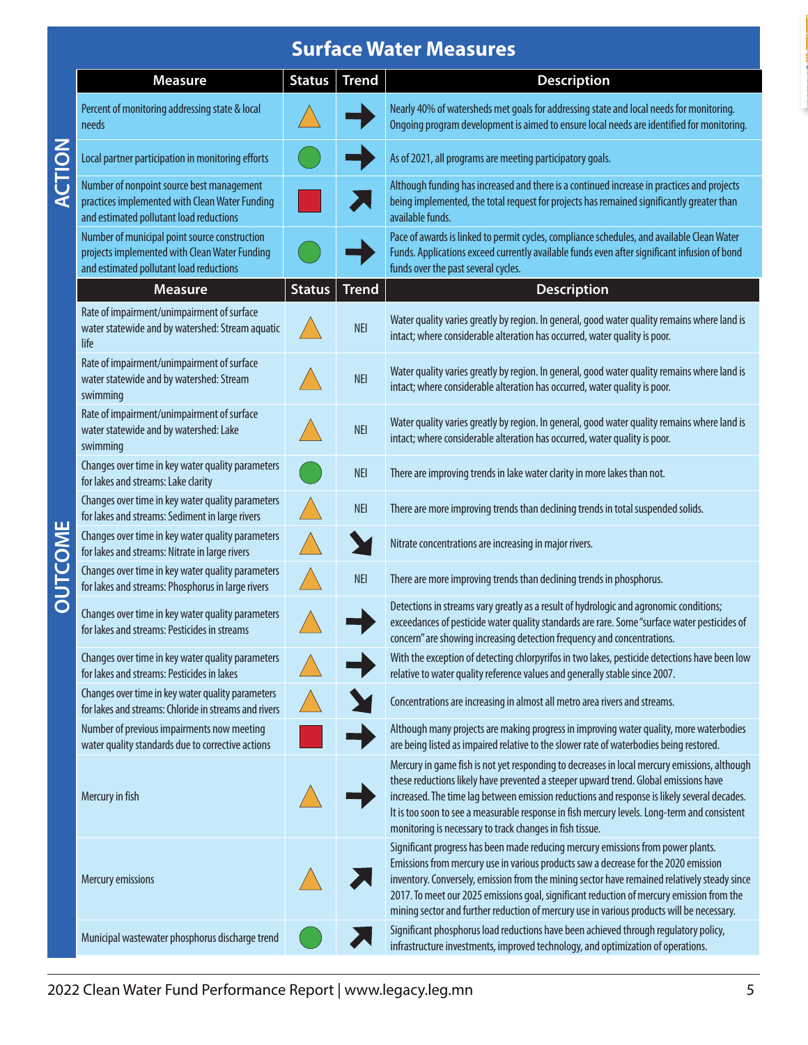## Surface Water Measures

### ACTION

| Measure | Status | Trend | Description |
|---|---|---|---|
| Percent of monitoring addressing state & local needs | Yellow triangle | → | Nearly 40% of watersheds met goals for addressing state and local needs for monitoring. Ongoing program development is aimed to ensure local needs are identified for monitoring. |
| Local partner participation in monitoring efforts | Green circle | → | As of 2021, all programs are meeting participatory goals. |
| Number of nonpoint source best management practices implemented with Clean Water Funding and estimated pollutant load reductions | Red square | ↗ | Although funding has increased and there is a continued increase in practices and projects being implemented, the total request for projects has remained significantly greater than available funds. |
| Number of municipal point source construction projects implemented with Clean Water Funding and estimated pollutant load reductions | Green circle | → | Pace of awards is linked to permit cycles, compliance schedules, and available Clean Water Funds. Applications exceed currently available funds even after significant infusion of bond funds over the past several cycles. |

### OUTCOME

| Measure | Status | Trend | Description |
|---|---|---|---|
| Rate of impairment/unimpairment of surface water statewide and by watershed: Stream aquatic life | Yellow triangle | NEI | Water quality varies greatly by region. In general, good water quality remains where land is intact; where considerable alteration has occurred, water quality is poor. |
| Rate of impairment/unimpairment of surface water statewide and by watershed: Stream swimming | Yellow triangle | NEI | Water quality varies greatly by region. In general, good water quality remains where land is intact; where considerable alteration has occurred, water quality is poor. |
| Rate of impairment/unimpairment of surface water statewide and by watershed: Lake swimming | Yellow triangle | NEI | Water quality varies greatly by region. In general, good water quality remains where land is intact; where considerable alteration has occurred, water quality is poor. |
| Changes over time in key water quality parameters for lakes and streams: Lake clarity | Green circle | NEI | There are improving trends in lake water clarity in more lakes than not. |
| Changes over time in key water quality parameters for lakes and streams: Sediment in large rivers | Yellow triangle | NEI | There are more improving trends than declining trends in total suspended solids. |
| Changes over time in key water quality parameters for lakes and streams: Nitrate in large rivers | Yellow triangle | ↘ | Nitrate concentrations are increasing in major rivers. |
| Changes over time in key water quality parameters for lakes and streams: Phosphorus in large rivers | Yellow triangle | NEI | There are more improving trends than declining trends in phosphorus. |
| Changes over time in key water quality parameters for lakes and streams: Pesticides in streams | Yellow triangle | → | Detections in streams vary greatly as a result of hydrologic and agronomic conditions; exceedances of pesticide water quality standards are rare. Some "surface water pesticides of concern" are showing increasing detection frequency and concentrations. |
| Changes over time in key water quality parameters for lakes and streams: Pesticides in lakes | Yellow triangle | → | With the exception of detecting chlorpyrifos in two lakes, pesticide detections have been low relative to water quality reference values and generally stable since 2007. |
| Changes over time in key water quality parameters for lakes and streams: Chloride in streams and rivers | Yellow triangle | ↘ | Concentrations are increasing in almost all metro area rivers and streams. |
| Number of previous impairments now meeting water quality standards due to corrective actions | Red square | → | Although many projects are making progress in improving water quality, more waterbodies are being listed as impaired relative to the slower rate of waterbodies being restored. |
| Mercury in fish | Yellow triangle | → | Mercury in game fish is not yet responding to decreases in local mercury emissions, although these reductions likely have prevented a steeper upward trend. Global emissions have increased. The time lag between emission reductions and response is likely several decades. It is too soon to see a measurable response in fish mercury levels. Long-term and consistent monitoring is necessary to track changes in fish tissue. |
| Mercury emissions | Yellow triangle | ↗ | Significant progress has been made reducing mercury emissions from power plants. Emissions from mercury use in various products saw a decrease for the 2020 emission inventory. Conversely, emission from the mining sector have remained relatively steady since 2017. To meet our 2025 emissions goal, significant reduction of mercury emission from the mining sector and further reduction of mercury use in various products will be necessary. |
| Municipal wastewater phosphorus discharge trend | Green circle | ↗ | Significant phosphorus load reductions have been achieved through regulatory policy, infrastructure investments, improved technology, and optimization of operations. |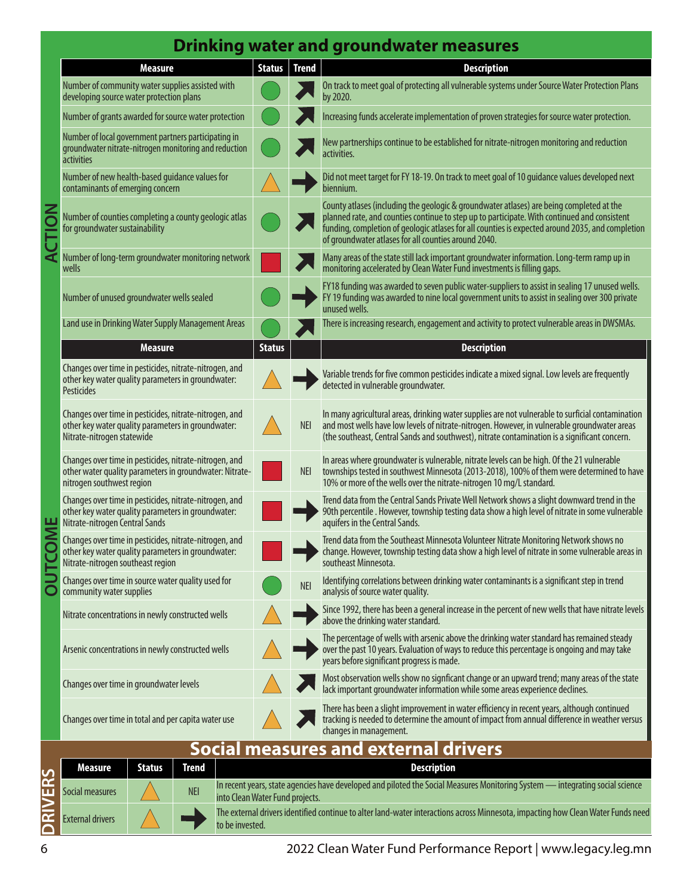# Drinking water and groundwater measures

## ACTION

| Measure | Status | Trend | Description |
|---|---|---|---|
| Number of community water supplies assisted with developing source water protection plans | ● (green) | ↗ | On track to meet goal of protecting all vulnerable systems under Source Water Protection Plans by 2020. |
| Number of grants awarded for source water protection | ● (green) | ↗ | Increasing funds accelerate implementation of proven strategies for source water protection. |
| Number of local government partners participating in groundwater nitrate-nitrogen monitoring and reduction activities | ● (green) | ↗ | New partnerships continue to be established for nitrate-nitrogen monitoring and reduction activities. |
| Number of new health-based guidance values for contaminants of emerging concern | ▲ (yellow) | → | Did not meet target for FY 18-19. On track to meet goal of 10 guidance values developed next biennium. |
| Number of counties completing a county geologic atlas for groundwater sustainability | ● (green) | ↗ | County atlases (including the geologic & groundwater atlases) are being completed at the planned rate, and counties continue to step up to participate. With continued and consistent funding, completion of geologic atlases for all counties is expected around 2035, and completion of groundwater atlases for all counties around 2040. |
| Number of long-term groundwater monitoring network wells | ■ (red) | ↗ | Many areas of the state still lack important groundwater information. Long-term ramp up in monitoring accelerated by Clean Water Fund investments is filling gaps. |
| Number of unused groundwater wells sealed | ● (green) | → | FY18 funding was awarded to seven public water-suppliers to assist in sealing 17 unused wells. FY 19 funding was awarded to nine local government units to assist in sealing over 300 private unused wells. |
| Land use in Drinking Water Supply Management Areas | ● (green) | ↗ | There is increasing research, engagement and activity to protect vulnerable areas in DWSMAs. |

## OUTCOME

| Measure | Status | | Description |
|---|---|---|---|
| Changes over time in pesticides, nitrate-nitrogen, and other key water quality parameters in groundwater: Pesticides | ▲ (yellow) | → | Variable trends for five common pesticides indicate a mixed signal. Low levels are frequently detected in vulnerable groundwater. |
| Changes over time in pesticides, nitrate-nitrogen, and other key water quality parameters in groundwater: Nitrate-nitrogen statewide | ▲ (yellow) | NEI | In many agricultural areas, drinking water supplies are not vulnerable to surficial contamination and most wells have low levels of nitrate-nitrogen. However, in vulnerable groundwater areas (the southeast, Central Sands and southwest), nitrate contamination is a significant concern. |
| Changes over time in pesticides, nitrate-nitrogen, and other key water quality parameters in groundwater: Nitrate-nitrogen southwest region | ■ (red) | NEI | In areas where groundwater is vulnerable, nitrate levels can be high. Of the 21 vulnerable townships tested in southwest Minnesota (2013-2018), 100% of them were determined to have 10% or more of the wells over the nitrate-nitrogen 10 mg/L standard. |
| Changes over time in pesticides, nitrate-nitrogen, and other key water quality parameters in groundwater: Nitrate-nitrogen Central Sands | ■ (red) | → | Trend data from the Central Sands Private Well Network shows a slight downward trend in the 90th percentile . However, township testing data show a high level of nitrate in some vulnerable aquifers in the Central Sands. |
| Changes over time in pesticides, nitrate-nitrogen, and other key water quality parameters in groundwater: Nitrate-nitrogen southeast region | ■ (red) | → | Trend data from the Southeast Minnesota Volunteer Nitrate Monitoring Network shows no change. However, township testing data show a high level of nitrate in some vulnerable areas in southeast Minnesota. |
| Changes over time in source water quality used for community water supplies | ● (green) | NEI | Identifying correlations between drinking water contaminants is a significant step in trend analysis of source water quality. |
| Nitrate concentrations in newly constructed wells | ▲ (yellow) | → | Since 1992, there has been a general increase in the percent of new wells that have nitrate levels above the drinking water standard. |
| Arsenic concentrations in newly constructed wells | ▲ (yellow) | → | The percentage of wells with arsenic above the drinking water standard has remained steady over the past 10 years. Evaluation of ways to reduce this percentage is ongoing and may take years before significant progress is made. |
| Changes over time in groundwater levels | ▲ (yellow) | ↗ | Most observation wells show no signficant change or an upward trend; many areas of the state lack important groundwater information while some areas experience declines. |
| Changes over time in total and per capita water use | ▲ (yellow) | ↗ | There has been a slight improvement in water efficiency in recent years, although continued tracking is needed to determine the amount of impact from annual difference in weather versus changes in management. |

# Social measures and external drivers

## DRIVERS

| Measure | Status | Trend | Description |
|---|---|---|---|
| Social measures | ▲ (yellow) | NEI | In recent years, state agencies have developed and piloted the Social Measures Monitoring System — integrating social science into Clean Water Fund projects. |
| External drivers | ▲ (yellow) | → | The external drivers identified continue to alter land-water interactions across Minnesota, impacting how Clean Water Funds need to be invested. |

2022 Clean Water Fund Performance Report | www.legacy.leg.mn